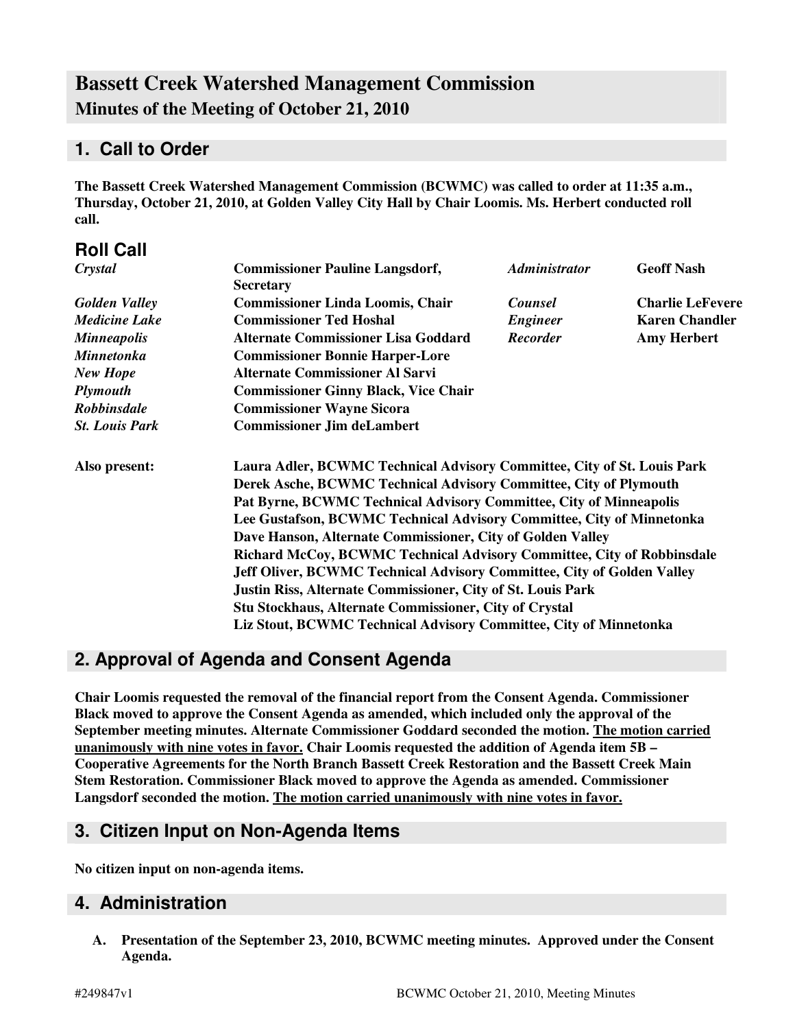# Bassett Creek Watershed Management Commission

## Minutes of the Meeting of October 21, 2010

## 1. Call to Order

**The Bassett Creek Watershed Management Commission (BCWMC) was called to order at 11:35 a.m., Thursday, October 21, 2010, at Golden Valley City Hall by Chair Loomis. Ms. Herbert conducted roll call.**

## Roll Call

| | | | |
|---|---|---|---|
| ***Crystal*** | **Commissioner Pauline Langsdorf, Secretary** | ***Administrator*** | **Geoff Nash** |
| ***Golden Valley*** | **Commissioner Linda Loomis, Chair** | ***Counsel*** | **Charlie LeFevere** |
| ***Medicine Lake*** | **Commissioner Ted Hoshal** | ***Engineer*** | **Karen Chandler** |
| ***Minneapolis*** | **Alternate Commissioner Lisa Goddard** | ***Recorder*** | **Amy Herbert** |
| ***Minnetonka*** | **Commissioner Bonnie Harper-Lore** | | |
| ***New Hope*** | **Alternate Commissioner Al Sarvi** | | |
| ***Plymouth*** | **Commissioner Ginny Black, Vice Chair** | | |
| ***Robbinsdale*** | **Commissioner Wayne Sicora** | | |
| ***St. Louis Park*** | **Commissioner Jim deLambert** | | |

**Also present:**

**Laura Adler, BCWMC Technical Advisory Committee, City of St. Louis Park**
**Derek Asche, BCWMC Technical Advisory Committee, City of Plymouth**
**Pat Byrne, BCWMC Technical Advisory Committee, City of Minneapolis**
**Lee Gustafson, BCWMC Technical Advisory Committee, City of Minnetonka**
**Dave Hanson, Alternate Commissioner, City of Golden Valley**
**Richard McCoy, BCWMC Technical Advisory Committee, City of Robbinsdale**
**Jeff Oliver, BCWMC Technical Advisory Committee, City of Golden Valley**
**Justin Riss, Alternate Commissioner, City of St. Louis Park**
**Stu Stockhaus, Alternate Commissioner, City of Crystal**
**Liz Stout, BCWMC Technical Advisory Committee, City of Minnetonka**

## 2. Approval of Agenda and Consent Agenda

**Chair Loomis requested the removal of the financial report from the Consent Agenda. Commissioner Black moved to approve the Consent Agenda as amended, which included only the approval of the September meeting minutes. Alternate Commissioner Goddard seconded the motion. <u>The motion carried unanimously with nine votes in favor.</u> Chair Loomis requested the addition of Agenda item 5B – Cooperative Agreements for the North Branch Bassett Creek Restoration and the Bassett Creek Main Stem Restoration. Commissioner Black moved to approve the Agenda as amended. Commissioner Langsdorf seconded the motion. <u>The motion carried unanimously with nine votes in favor.</u>**

## 3. Citizen Input on Non-Agenda Items

**No citizen input on non-agenda items.**

## 4. Administration

**A. Presentation of the September 23, 2010, BCWMC meeting minutes. Approved under the Consent Agenda.**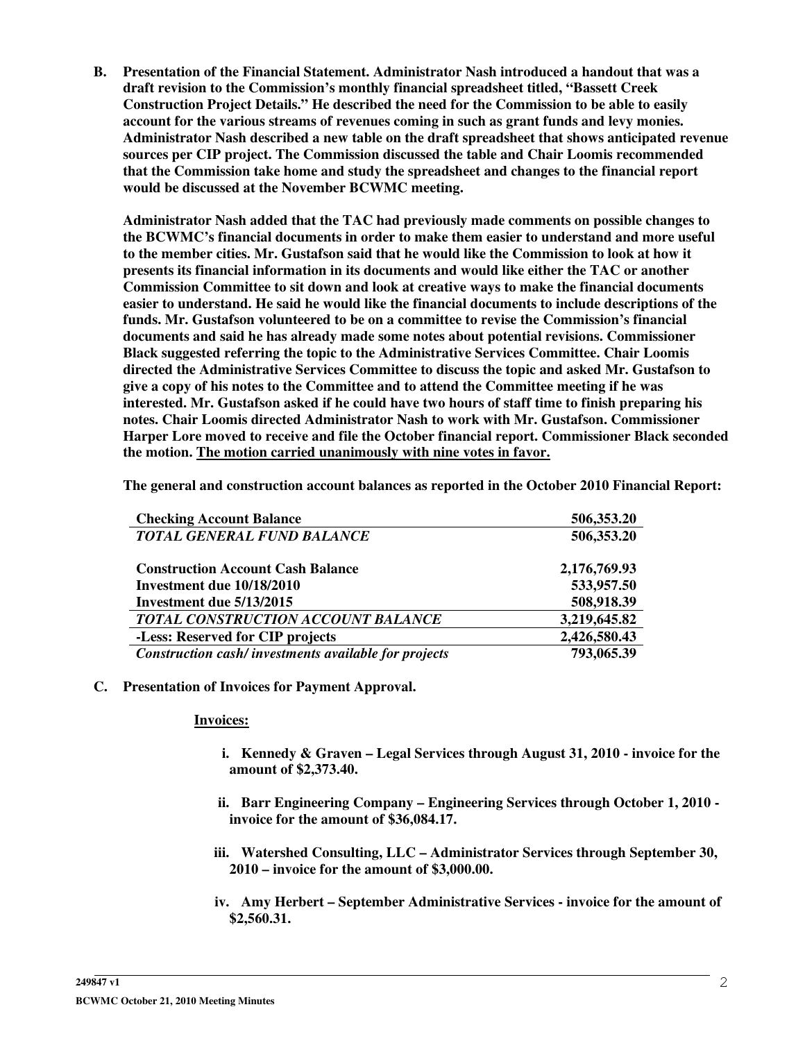**B. Presentation of the Financial Statement. Administrator Nash introduced a handout that was a draft revision to the Commission's monthly financial spreadsheet titled, "Bassett Creek Construction Project Details." He described the need for the Commission to be able to easily account for the various streams of revenues coming in such as grant funds and levy monies. Administrator Nash described a new table on the draft spreadsheet that shows anticipated revenue sources per CIP project. The Commission discussed the table and Chair Loomis recommended that the Commission take home and study the spreadsheet and changes to the financial report would be discussed at the November BCWMC meeting.**

**Administrator Nash added that the TAC had previously made comments on possible changes to the BCWMC's financial documents in order to make them easier to understand and more useful to the member cities. Mr. Gustafson said that he would like the Commission to look at how it presents its financial information in its documents and would like either the TAC or another Commission Committee to sit down and look at creative ways to make the financial documents easier to understand. He said he would like the financial documents to include descriptions of the funds. Mr. Gustafson volunteered to be on a committee to revise the Commission's financial documents and said he has already made some notes about potential revisions. Commissioner Black suggested referring the topic to the Administrative Services Committee. Chair Loomis directed the Administrative Services Committee to discuss the topic and asked Mr. Gustafson to give a copy of his notes to the Committee and to attend the Committee meeting if he was interested. Mr. Gustafson asked if he could have two hours of staff time to finish preparing his notes. Chair Loomis directed Administrator Nash to work with Mr. Gustafson. Commissioner Harper Lore moved to receive and file the October financial report. Commissioner Black seconded the motion. <u>The motion carried unanimously with nine votes in favor.</u>**

**The general and construction account balances as reported in the October 2010 Financial Report:**

| | |
|---|---|
| **Checking Account Balance** | **506,353.20** |
| ***TOTAL GENERAL FUND BALANCE*** | **506,353.20** |
| | |
| **Construction Account Cash Balance** | **2,176,769.93** |
| **Investment due 10/18/2010** | **533,957.50** |
| **Investment due 5/13/2015** | **508,918.39** |
| ***TOTAL CONSTRUCTION ACCOUNT BALANCE*** | **3,219,645.82** |
| **-Less: Reserved for CIP projects** | **2,426,580.43** |
| ***Construction cash/ investments available for projects*** | **793,065.39** |

**C. Presentation of Invoices for Payment Approval.**

**<u>Invoices:</u>**

- **i. Kennedy & Graven – Legal Services through August 31, 2010 - invoice for the amount of $2,373.40.**
- **ii. Barr Engineering Company – Engineering Services through October 1, 2010 - invoice for the amount of $36,084.17.**
- **iii. Watershed Consulting, LLC – Administrator Services through September 30, 2010 – invoice for the amount of $3,000.00.**
- **iv. Amy Herbert – September Administrative Services - invoice for the amount of $2,560.31.**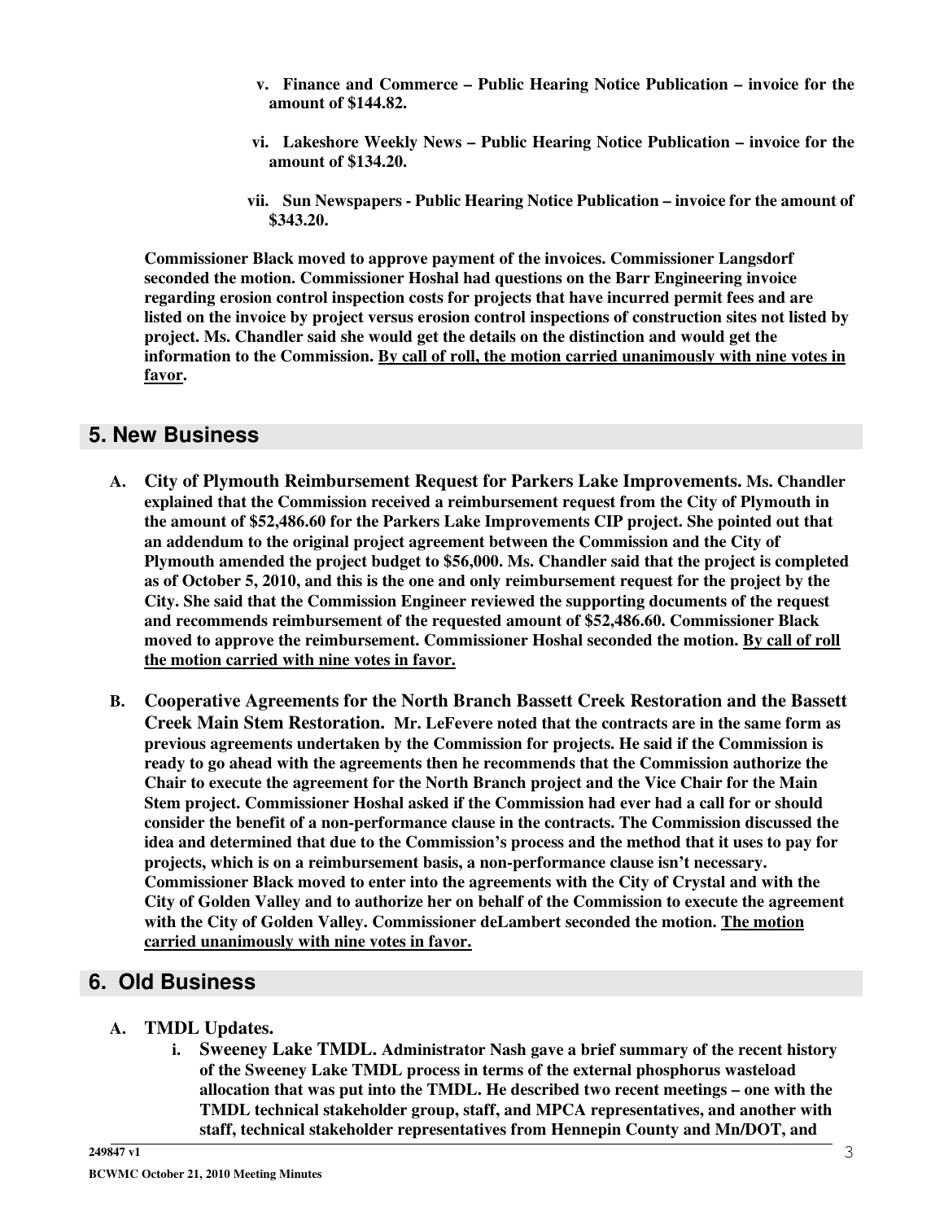**v. Finance and Commerce – Public Hearing Notice Publication – invoice for the amount of $144.82.**

**vi. Lakeshore Weekly News – Public Hearing Notice Publication – invoice for the amount of $134.20.**

**vii. Sun Newspapers - Public Hearing Notice Publication – invoice for the amount of $343.20.**

**Commissioner Black moved to approve payment of the invoices. Commissioner Langsdorf seconded the motion. Commissioner Hoshal had questions on the Barr Engineering invoice regarding erosion control inspection costs for projects that have incurred permit fees and are listed on the invoice by project versus erosion control inspections of construction sites not listed by project. Ms. Chandler said she would get the details on the distinction and would get the information to the Commission. <u>By call of roll, the motion carried unanimously with nine votes in favor</u>.**

## 5. New Business

**A. City of Plymouth Reimbursement Request for Parkers Lake Improvements. Ms. Chandler explained that the Commission received a reimbursement request from the City of Plymouth in the amount of $52,486.60 for the Parkers Lake Improvements CIP project. She pointed out that an addendum to the original project agreement between the Commission and the City of Plymouth amended the project budget to $56,000. Ms. Chandler said that the project is completed as of October 5, 2010, and this is the one and only reimbursement request for the project by the City. She said that the Commission Engineer reviewed the supporting documents of the request and recommends reimbursement of the requested amount of $52,486.60. Commissioner Black moved to approve the reimbursement. Commissioner Hoshal seconded the motion. <u>By call of roll the motion carried with nine votes in favor.</u>**

**B. Cooperative Agreements for the North Branch Bassett Creek Restoration and the Bassett Creek Main Stem Restoration. Mr. LeFevere noted that the contracts are in the same form as previous agreements undertaken by the Commission for projects. He said if the Commission is ready to go ahead with the agreements then he recommends that the Commission authorize the Chair to execute the agreement for the North Branch project and the Vice Chair for the Main Stem project. Commissioner Hoshal asked if the Commission had ever had a call for or should consider the benefit of a non-performance clause in the contracts. The Commission discussed the idea and determined that due to the Commission's process and the method that it uses to pay for projects, which is on a reimbursement basis, a non-performance clause isn't necessary. Commissioner Black moved to enter into the agreements with the City of Crystal and with the City of Golden Valley and to authorize her on behalf of the Commission to execute the agreement with the City of Golden Valley. Commissioner deLambert seconded the motion. <u>The motion carried unanimously with nine votes in favor.</u>**

## 6. Old Business

**A. TMDL Updates.**

**i. Sweeney Lake TMDL. Administrator Nash gave a brief summary of the recent history of the Sweeney Lake TMDL process in terms of the external phosphorus wasteload allocation that was put into the TMDL. He described two recent meetings – one with the TMDL technical stakeholder group, staff, and MPCA representatives, and another with staff, technical stakeholder representatives from Hennepin County and Mn/DOT, and**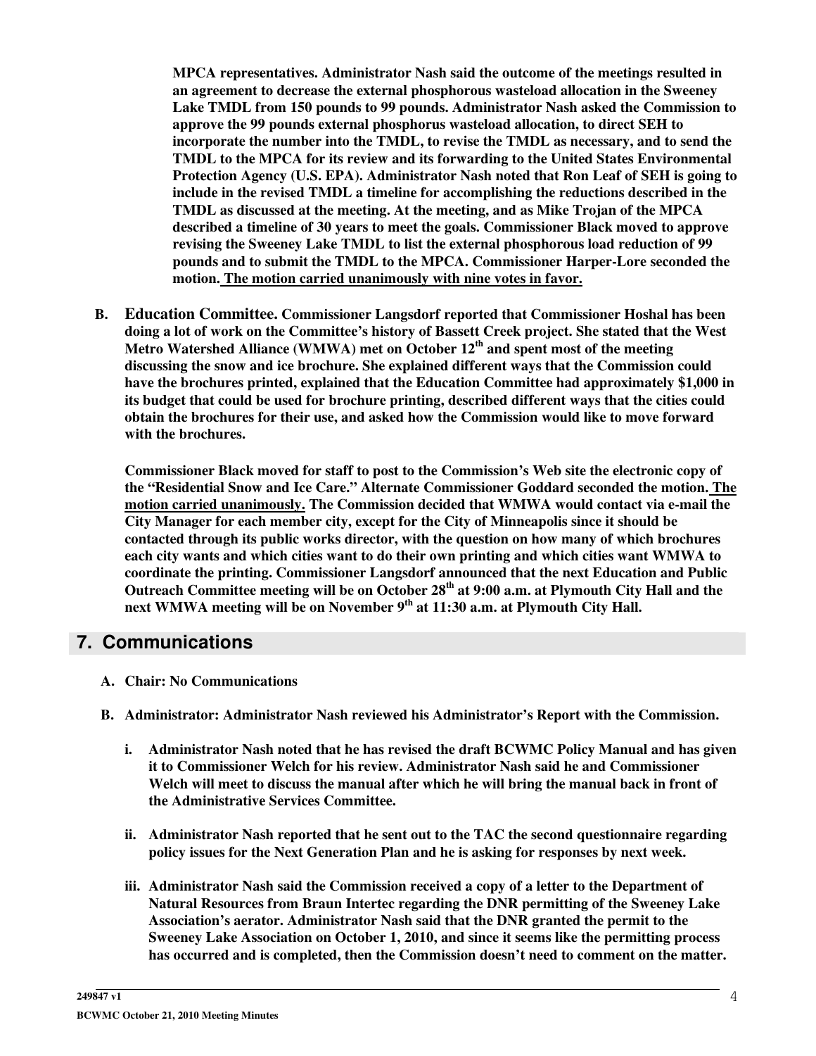**MPCA representatives. Administrator Nash said the outcome of the meetings resulted in an agreement to decrease the external phosphorous wasteload allocation in the Sweeney Lake TMDL from 150 pounds to 99 pounds. Administrator Nash asked the Commission to approve the 99 pounds external phosphorus wasteload allocation, to direct SEH to incorporate the number into the TMDL, to revise the TMDL as necessary, and to send the TMDL to the MPCA for its review and its forwarding to the United States Environmental Protection Agency (U.S. EPA). Administrator Nash noted that Ron Leaf of SEH is going to include in the revised TMDL a timeline for accomplishing the reductions described in the TMDL as discussed at the meeting. At the meeting, and as Mike Trojan of the MPCA described a timeline of 30 years to meet the goals. Commissioner Black moved to approve revising the Sweeney Lake TMDL to list the external phosphorous load reduction of 99 pounds and to submit the TMDL to the MPCA. Commissioner Harper-Lore seconded the motion. <u>The motion carried unanimously with nine votes in favor.</u>**

**B. Education Committee. Commissioner Langsdorf reported that Commissioner Hoshal has been doing a lot of work on the Committee's history of Bassett Creek project. She stated that the West Metro Watershed Alliance (WMWA) met on October 12th and spent most of the meeting discussing the snow and ice brochure. She explained different ways that the Commission could have the brochures printed, explained that the Education Committee had approximately $1,000 in its budget that could be used for brochure printing, described different ways that the cities could obtain the brochures for their use, and asked how the Commission would like to move forward with the brochures.**

**Commissioner Black moved for staff to post to the Commission's Web site the electronic copy of the "Residential Snow and Ice Care." Alternate Commissioner Goddard seconded the motion. <u>The motion carried unanimously.</u> The Commission decided that WMWA would contact via e-mail the City Manager for each member city, except for the City of Minneapolis since it should be contacted through its public works director, with the question on how many of which brochures each city wants and which cities want to do their own printing and which cities want WMWA to coordinate the printing. Commissioner Langsdorf announced that the next Education and Public Outreach Committee meeting will be on October 28th at 9:00 a.m. at Plymouth City Hall and the next WMWA meeting will be on November 9th at 11:30 a.m. at Plymouth City Hall.**

## 7. Communications

**A. Chair: No Communications**

**B. Administrator: Administrator Nash reviewed his Administrator's Report with the Commission.**

**i. Administrator Nash noted that he has revised the draft BCWMC Policy Manual and has given it to Commissioner Welch for his review. Administrator Nash said he and Commissioner Welch will meet to discuss the manual after which he will bring the manual back in front of the Administrative Services Committee.**

**ii. Administrator Nash reported that he sent out to the TAC the second questionnaire regarding policy issues for the Next Generation Plan and he is asking for responses by next week.**

**iii. Administrator Nash said the Commission received a copy of a letter to the Department of Natural Resources from Braun Intertec regarding the DNR permitting of the Sweeney Lake Association's aerator. Administrator Nash said that the DNR granted the permit to the Sweeney Lake Association on October 1, 2010, and since it seems like the permitting process has occurred and is completed, then the Commission doesn't need to comment on the matter.**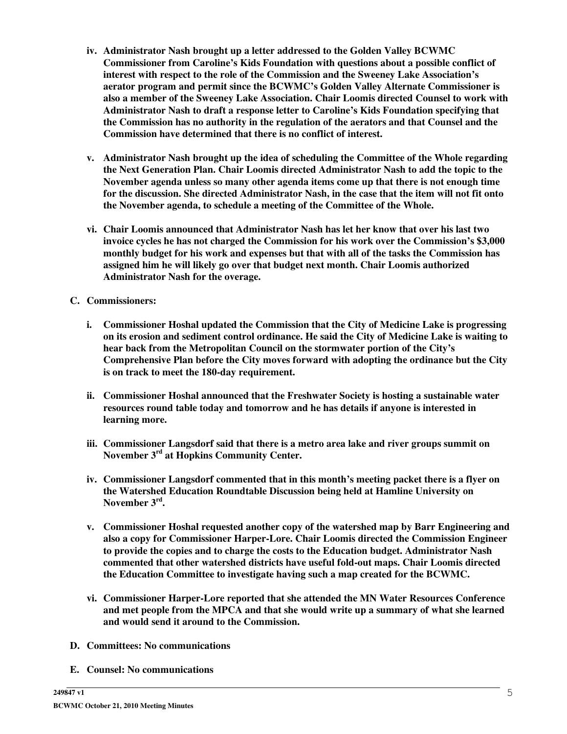**iv. Administrator Nash brought up a letter addressed to the Golden Valley BCWMC Commissioner from Caroline's Kids Foundation with questions about a possible conflict of interest with respect to the role of the Commission and the Sweeney Lake Association's aerator program and permit since the BCWMC's Golden Valley Alternate Commissioner is also a member of the Sweeney Lake Association. Chair Loomis directed Counsel to work with Administrator Nash to draft a response letter to Caroline's Kids Foundation specifying that the Commission has no authority in the regulation of the aerators and that Counsel and the Commission have determined that there is no conflict of interest.**

**v. Administrator Nash brought up the idea of scheduling the Committee of the Whole regarding the Next Generation Plan. Chair Loomis directed Administrator Nash to add the topic to the November agenda unless so many other agenda items come up that there is not enough time for the discussion. She directed Administrator Nash, in the case that the item will not fit onto the November agenda, to schedule a meeting of the Committee of the Whole.**

**vi. Chair Loomis announced that Administrator Nash has let her know that over his last two invoice cycles he has not charged the Commission for his work over the Commission's $3,000 monthly budget for his work and expenses but that with all of the tasks the Commission has assigned him he will likely go over that budget next month. Chair Loomis authorized Administrator Nash for the overage.**

**C. Commissioners:**

**i. Commissioner Hoshal updated the Commission that the City of Medicine Lake is progressing on its erosion and sediment control ordinance. He said the City of Medicine Lake is waiting to hear back from the Metropolitan Council on the stormwater portion of the City's Comprehensive Plan before the City moves forward with adopting the ordinance but the City is on track to meet the 180-day requirement.**

**ii. Commissioner Hoshal announced that the Freshwater Society is hosting a sustainable water resources round table today and tomorrow and he has details if anyone is interested in learning more.**

**iii. Commissioner Langsdorf said that there is a metro area lake and river groups summit on November 3rd at Hopkins Community Center.**

**iv. Commissioner Langsdorf commented that in this month's meeting packet there is a flyer on the Watershed Education Roundtable Discussion being held at Hamline University on November 3rd.**

**v. Commissioner Hoshal requested another copy of the watershed map by Barr Engineering and also a copy for Commissioner Harper-Lore. Chair Loomis directed the Commission Engineer to provide the copies and to charge the costs to the Education budget. Administrator Nash commented that other watershed districts have useful fold-out maps. Chair Loomis directed the Education Committee to investigate having such a map created for the BCWMC.**

**vi. Commissioner Harper-Lore reported that she attended the MN Water Resources Conference and met people from the MPCA and that she would write up a summary of what she learned and would send it around to the Commission.**

**D. Committees: No communications**

**E. Counsel: No communications**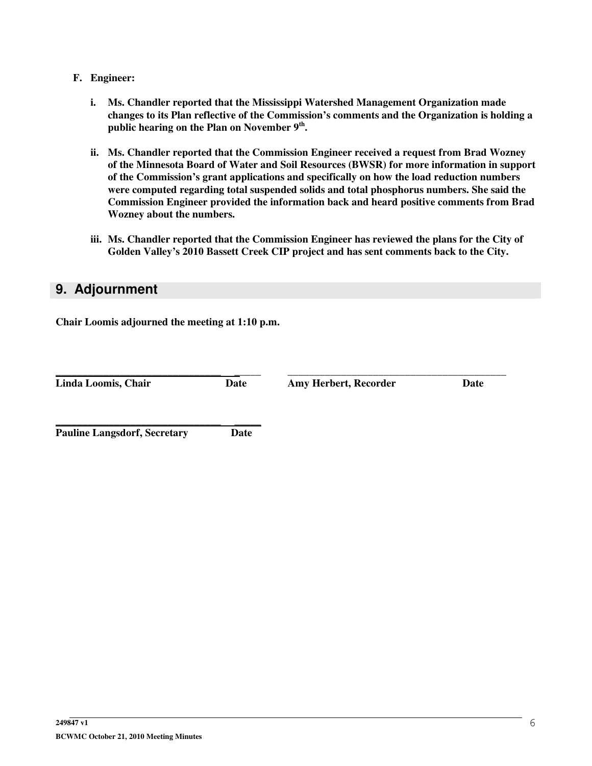**F. Engineer:**

i. **Ms. Chandler reported that the Mississippi Watershed Management Organization made changes to its Plan reflective of the Commission's comments and the Organization is holding a public hearing on the Plan on November 9th.**

ii. **Ms. Chandler reported that the Commission Engineer received a request from Brad Wozney of the Minnesota Board of Water and Soil Resources (BWSR) for more information in support of the Commission's grant applications and specifically on how the load reduction numbers were computed regarding total suspended solids and total phosphorus numbers. She said the Commission Engineer provided the information back and heard positive comments from Brad Wozney about the numbers.**

iii. **Ms. Chandler reported that the Commission Engineer has reviewed the plans for the City of Golden Valley's 2010 Bassett Creek CIP project and has sent comments back to the City.**

## 9. Adjournment

**Chair Loomis adjourned the meeting at 1:10 p.m.**

\_\_\_\_\_\_\_\_\_\_\_\_\_\_\_\_\_\_\_\_\_\_\_\_\_\_\_\_\_\_\_\_\_\_\_\_\_\_\_\_ \_\_\_\_\_\_\_\_\_\_\_\_\_\_\_\_\_\_\_\_\_\_\_\_\_\_\_\_\_\_\_\_\_\_\_\_\_\_\_\_\_\_\_\_\_\_
**Linda Loomis, Chair Date** **Amy Herbert, Recorder Date**

\_\_\_\_\_\_\_\_\_\_\_\_\_\_\_\_\_\_\_\_\_\_\_\_\_\_\_\_\_\_\_\_\_\_\_\_\_\_\_\_
**Pauline Langsdorf, Secretary Date**

**249847 v1**

**BCWMC October 21, 2010 Meeting Minutes**